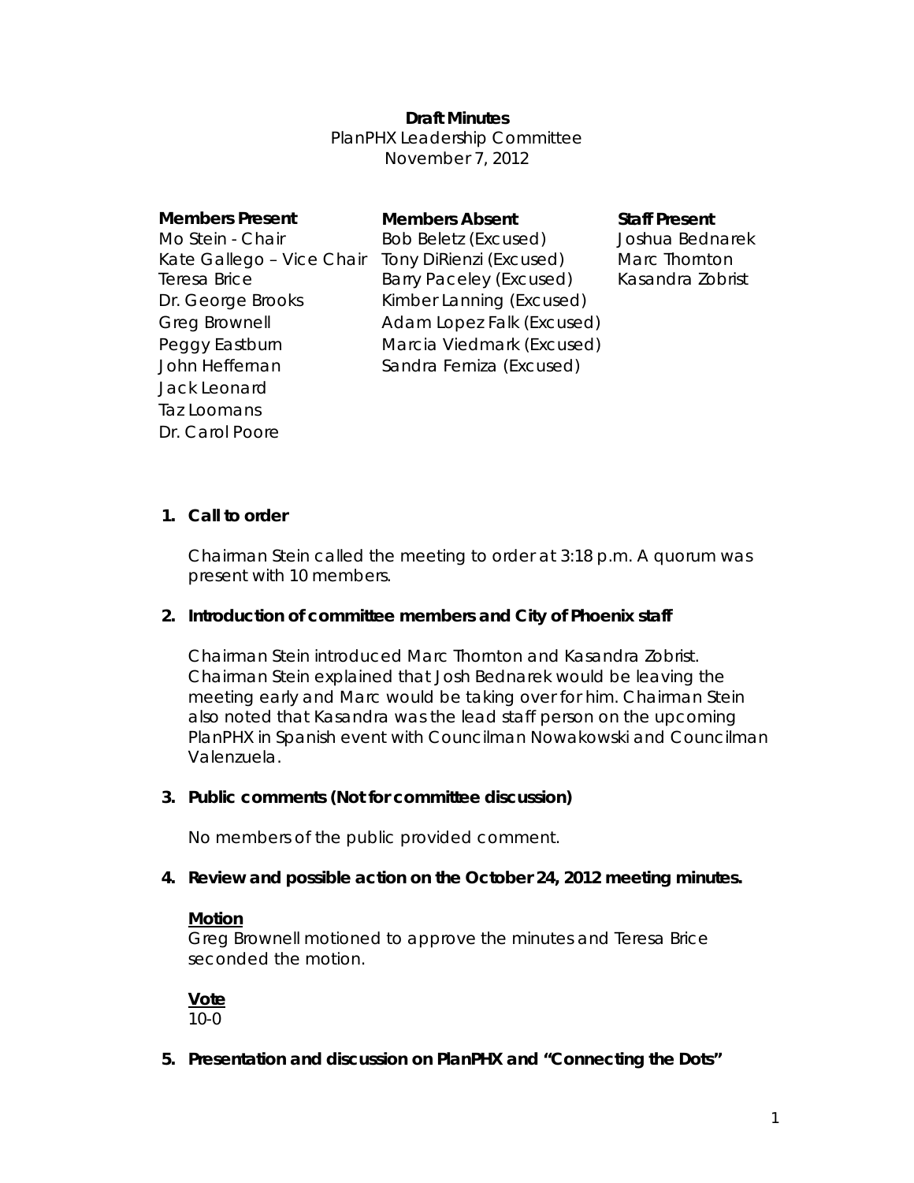**Draft Minutes**
PlanPHX Leadership Committee
November 7, 2012

| **Members Present** | **Members Absent** | **Staff Present** |
|---|---|---|
| Mo Stein - Chair | Bob Beletz (Excused) | Joshua Bednarek |
| Kate Gallego – Vice Chair | Tony DiRienzi (Excused) | Marc Thornton |
| Teresa Brice | Barry Paceley (Excused) | Kasandra Zobrist |
| Dr. George Brooks | Kimber Lanning (Excused) | |
| Greg Brownell | Adam Lopez Falk (Excused) | |
| Peggy Eastburn | Marcia Viedmark (Excused) | |
| John Heffernan | Sandra Ferniza (Excused) | |
| Jack Leonard | | |
| Taz Loomans | | |
| Dr. Carol Poore | | |

1. **Call to order**

   Chairman Stein called the meeting to order at 3:18 p.m. A quorum was present with 10 members.

2. **Introduction of committee members and City of Phoenix staff**

   Chairman Stein introduced Marc Thornton and Kasandra Zobrist. Chairman Stein explained that Josh Bednarek would be leaving the meeting early and Marc would be taking over for him. Chairman Stein also noted that Kasandra was the lead staff person on the upcoming PlanPHX in Spanish event with Councilman Nowakowski and Councilman Valenzuela.

3. **Public comments (Not for committee discussion)**

   No members of the public provided comment.

4. **Review and possible action on the October 24, 2012 meeting minutes.**

   **Motion**
   Greg Brownell motioned to approve the minutes and Teresa Brice seconded the motion.

   **Vote**
   10-0

5. **Presentation and discussion on PlanPHX and "Connecting the Dots"**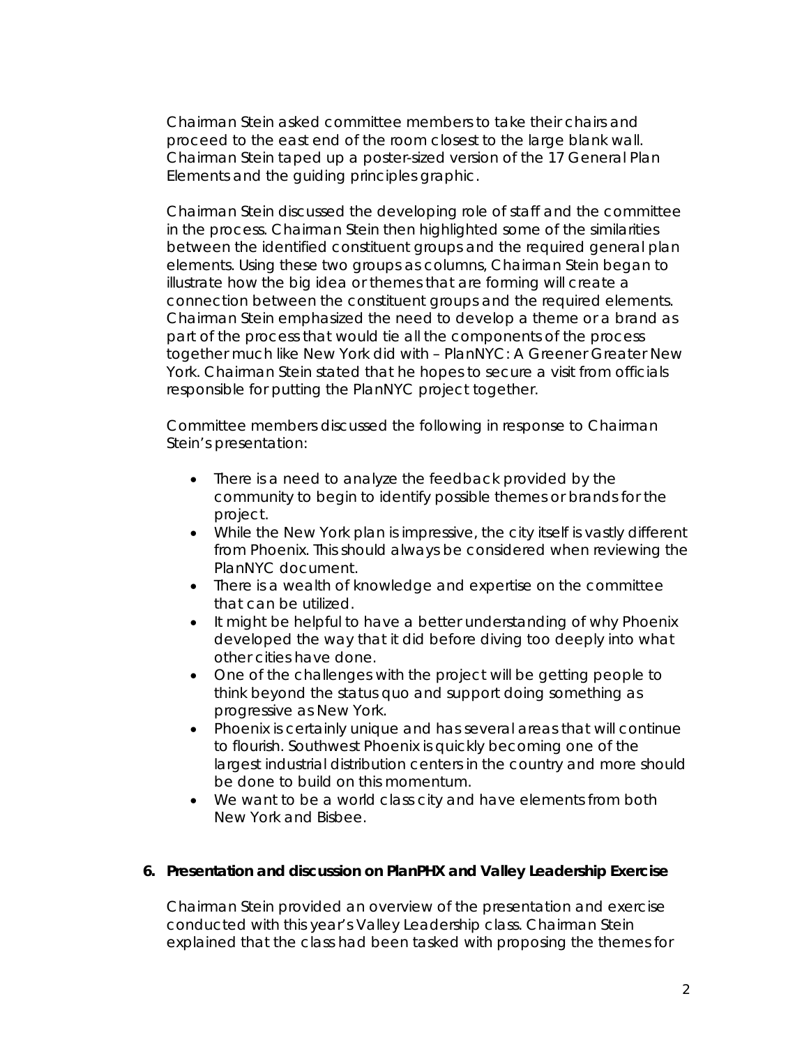Chairman Stein asked committee members to take their chairs and proceed to the east end of the room closest to the large blank wall. Chairman Stein taped up a poster-sized version of the 17 General Plan Elements and the guiding principles graphic.

Chairman Stein discussed the developing role of staff and the committee in the process. Chairman Stein then highlighted some of the similarities between the identified constituent groups and the required general plan elements. Using these two groups as columns, Chairman Stein began to illustrate how the big idea or themes that are forming will create a connection between the constituent groups and the required elements. Chairman Stein emphasized the need to develop a theme or a brand as part of the process that would tie all the components of the process together much like New York did with – PlanNYC: A Greener Greater New York. Chairman Stein stated that he hopes to secure a visit from officials responsible for putting the PlanNYC project together.

Committee members discussed the following in response to Chairman Stein's presentation:

- There is a need to analyze the feedback provided by the community to begin to identify possible themes or brands for the project.
- While the New York plan is impressive, the city itself is vastly different from Phoenix. This should always be considered when reviewing the PlanNYC document.
- There is a wealth of knowledge and expertise on the committee that can be utilized.
- It might be helpful to have a better understanding of why Phoenix developed the way that it did before diving too deeply into what other cities have done.
- One of the challenges with the project will be getting people to think beyond the status quo and support doing something as progressive as New York.
- Phoenix is certainly unique and has several areas that will continue to flourish. Southwest Phoenix is quickly becoming one of the largest industrial distribution centers in the country and more should be done to build on this momentum.
- We want to be a world class city and have elements from both New York and Bisbee.

**6. Presentation and discussion on PlanPHX and Valley Leadership Exercise**

Chairman Stein provided an overview of the presentation and exercise conducted with this year's Valley Leadership class. Chairman Stein explained that the class had been tasked with proposing the themes for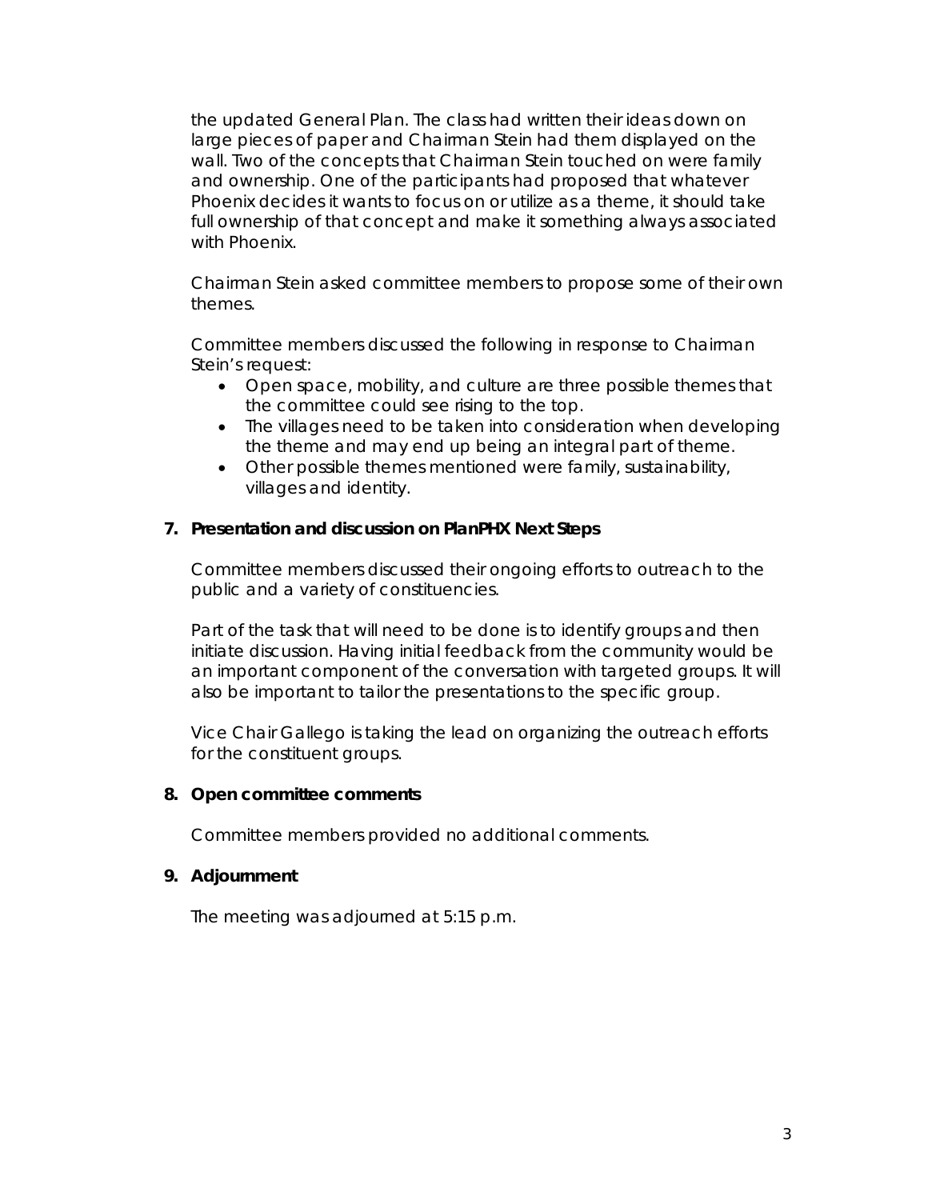the updated General Plan. The class had written their ideas down on large pieces of paper and Chairman Stein had them displayed on the wall. Two of the concepts that Chairman Stein touched on were family and ownership. One of the participants had proposed that whatever Phoenix decides it wants to focus on or utilize as a theme, it should take full ownership of that concept and make it something always associated with Phoenix.

Chairman Stein asked committee members to propose some of their own themes.

Committee members discussed the following in response to Chairman Stein's request:

- Open space, mobility, and culture are three possible themes that the committee could see rising to the top.
- The villages need to be taken into consideration when developing the theme and may end up being an integral part of theme.
- Other possible themes mentioned were family, sustainability, villages and identity.

**7. Presentation and discussion on PlanPHX Next Steps**

Committee members discussed their ongoing efforts to outreach to the public and a variety of constituencies.

Part of the task that will need to be done is to identify groups and then initiate discussion. Having initial feedback from the community would be an important component of the conversation with targeted groups. It will also be important to tailor the presentations to the specific group.

Vice Chair Gallego is taking the lead on organizing the outreach efforts for the constituent groups.

**8. Open committee comments**

Committee members provided no additional comments.

**9. Adjournment**

The meeting was adjourned at 5:15 p.m.